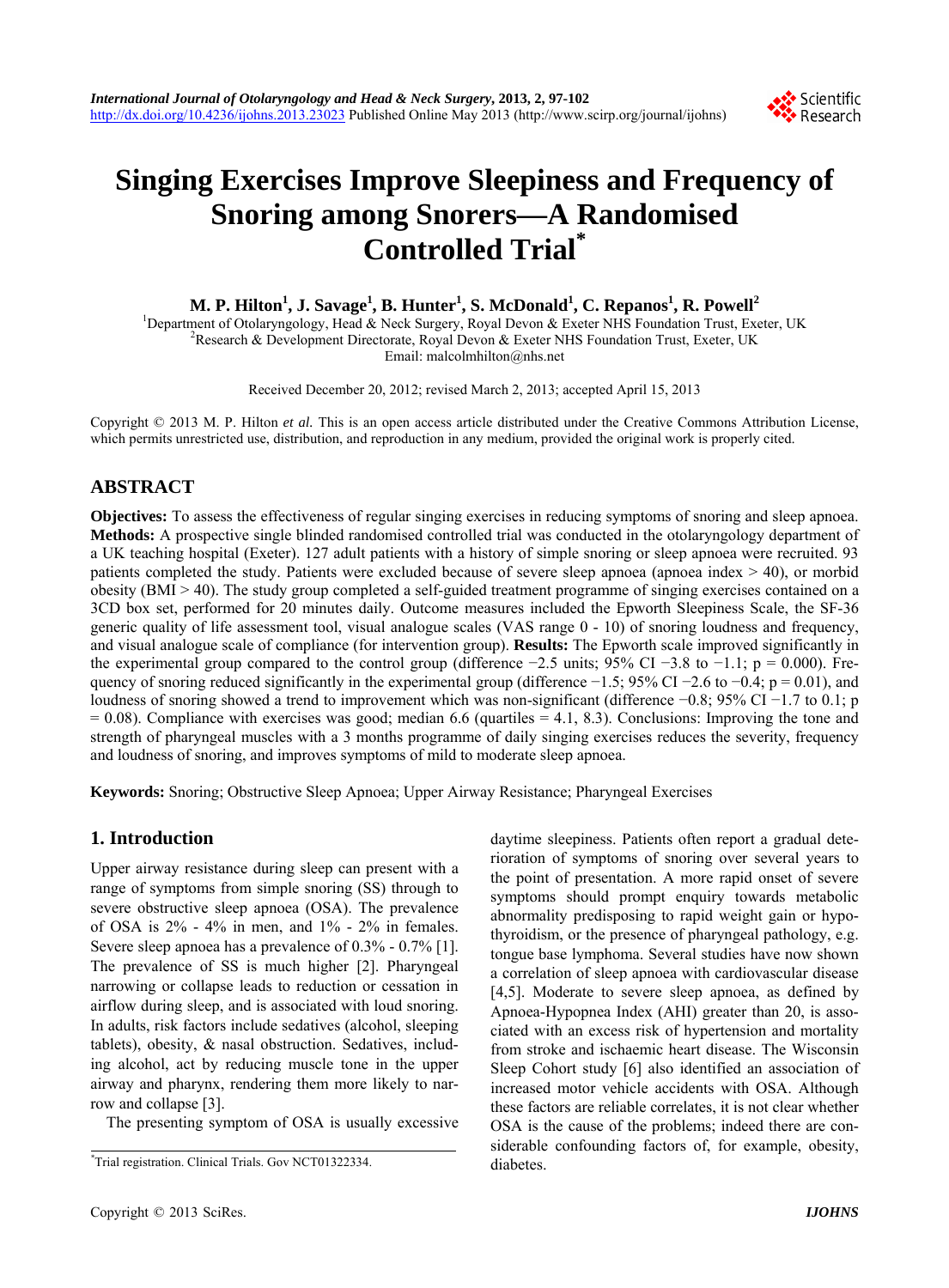# Singing Exercises Improve Sleepiness and Frequency of Snoring among Snorers—A Randomised Controlled Trial*

**M. P. Hilton[1], J. Savage[1], B. Hunter[1], S. McDonald[1], C. Repanos[1], R. Powell[2]**

[1]Department of Otolaryngology, Head & Neck Surgery, Royal Devon & Exeter NHS Foundation Trust, Exeter, UK
[2]Research & Development Directorate, Royal Devon & Exeter NHS Foundation Trust, Exeter, UK
Email: malcolmhilton@nhs.net

Received December 20, 2012; revised March 2, 2013; accepted April 15, 2013

Copyright © 2013 M. P. Hilton *et al.* This is an open access article distributed under the Creative Commons Attribution License, which permits unrestricted use, distribution, and reproduction in any medium, provided the original work is properly cited.

## ABSTRACT

**Objectives:** To assess the effectiveness of regular singing exercises in reducing symptoms of snoring and sleep apnoea. **Methods:** A prospective single blinded randomised controlled trial was conducted in the otolaryngology department of a UK teaching hospital (Exeter). 127 adult patients with a history of simple snoring or sleep apnoea were recruited. 93 patients completed the study. Patients were excluded because of severe sleep apnoea (apnoea index > 40), or morbid obesity (BMI > 40). The study group completed a self-guided treatment programme of singing exercises contained on a 3CD box set, performed for 20 minutes daily. Outcome measures included the Epworth Sleepiness Scale, the SF-36 generic quality of life assessment tool, visual analogue scales (VAS range 0 - 10) of snoring loudness and frequency, and visual analogue scale of compliance (for intervention group). **Results:** The Epworth scale improved significantly in the experimental group compared to the control group (difference −2.5 units; 95% CI −3.8 to −1.1; p = 0.000). Frequency of snoring reduced significantly in the experimental group (difference −1.5; 95% CI −2.6 to −0.4; p = 0.01), and loudness of snoring showed a trend to improvement which was non-significant (difference −0.8; 95% CI −1.7 to 0.1; p = 0.08). Compliance with exercises was good; median 6.6 (quartiles = 4.1, 8.3). Conclusions: Improving the tone and strength of pharyngeal muscles with a 3 months programme of daily singing exercises reduces the severity, frequency and loudness of snoring, and improves symptoms of mild to moderate sleep apnoea.

**Keywords:** Snoring; Obstructive Sleep Apnoea; Upper Airway Resistance; Pharyngeal Exercises

## 1. Introduction

Upper airway resistance during sleep can present with a range of symptoms from simple snoring (SS) through to severe obstructive sleep apnoea (OSA). The prevalence of OSA is 2% - 4% in men, and 1% - 2% in females. Severe sleep apnoea has a prevalence of 0.3% - 0.7% [1]. The prevalence of SS is much higher [2]. Pharyngeal narrowing or collapse leads to reduction or cessation in airflow during sleep, and is associated with loud snoring. In adults, risk factors include sedatives (alcohol, sleeping tablets), obesity, & nasal obstruction. Sedatives, including alcohol, act by reducing muscle tone in the upper airway and pharynx, rendering them more likely to narrow and collapse [3].

The presenting symptom of OSA is usually excessive daytime sleepiness. Patients often report a gradual deterioration of symptoms of snoring over several years to the point of presentation. A more rapid onset of severe symptoms should prompt enquiry towards metabolic abnormality predisposing to rapid weight gain or hypothyroidism, or the presence of pharyngeal pathology, e.g. tongue base lymphoma. Several studies have now shown a correlation of sleep apnoea with cardiovascular disease [4,5]. Moderate to severe sleep apnoea, as defined by Apnoea-Hypopnea Index (AHI) greater than 20, is associated with an excess risk of hypertension and mortality from stroke and ischaemic heart disease. The Wisconsin Sleep Cohort study [6] also identified an association of increased motor vehicle accidents with OSA. Although these factors are reliable correlates, it is not clear whether OSA is the cause of the problems; indeed there are considerable confounding factors of, for example, obesity, diabetes.

*Trial registration. Clinical Trials. Gov NCT01322334.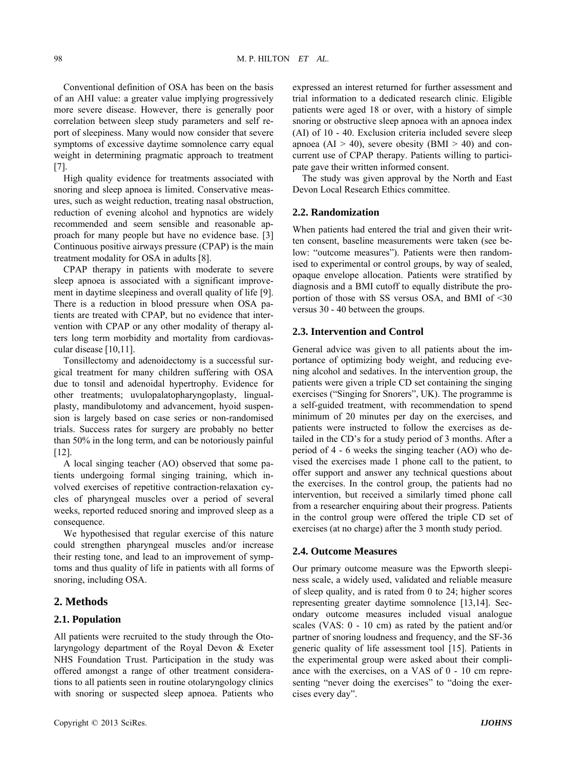Conventional definition of OSA has been on the basis of an AHI value: a greater value implying progressively more severe disease. However, there is generally poor correlation between sleep study parameters and self report of sleepiness. Many would now consider that severe symptoms of excessive daytime somnolence carry equal weight in determining pragmatic approach to treatment [7].

High quality evidence for treatments associated with snoring and sleep apnoea is limited. Conservative measures, such as weight reduction, treating nasal obstruction, reduction of evening alcohol and hypnotics are widely recommended and seem sensible and reasonable approach for many people but have no evidence base. [3] Continuous positive airways pressure (CPAP) is the main treatment modality for OSA in adults [8].

CPAP therapy in patients with moderate to severe sleep apnoea is associated with a significant improvement in daytime sleepiness and overall quality of life [9]. There is a reduction in blood pressure when OSA patients are treated with CPAP, but no evidence that intervention with CPAP or any other modality of therapy alters long term morbidity and mortality from cardiovascular disease [10,11].

Tonsillectomy and adenoidectomy is a successful surgical treatment for many children suffering with OSA due to tonsil and adenoidal hypertrophy. Evidence for other treatments; uvulopalatopharyngoplasty, lingualplasty, mandibulotomy and advancement, hyoid suspension is largely based on case series or non-randomised trials. Success rates for surgery are probably no better than 50% in the long term, and can be notoriously painful [12].

A local singing teacher (AO) observed that some patients undergoing formal singing training, which involved exercises of repetitive contraction-relaxation cycles of pharyngeal muscles over a period of several weeks, reported reduced snoring and improved sleep as a consequence.

We hypothesised that regular exercise of this nature could strengthen pharyngeal muscles and/or increase their resting tone, and lead to an improvement of symptoms and thus quality of life in patients with all forms of snoring, including OSA.

## 2. Methods

### 2.1. Population

All patients were recruited to the study through the Otolaryngology department of the Royal Devon & Exeter NHS Foundation Trust. Participation in the study was offered amongst a range of other treatment considerations to all patients seen in routine otolaryngology clinics with snoring or suspected sleep apnoea. Patients who expressed an interest returned for further assessment and trial information to a dedicated research clinic. Eligible patients were aged 18 or over, with a history of simple snoring or obstructive sleep apnoea with an apnoea index (AI) of 10 - 40. Exclusion criteria included severe sleep apnoea (AI > 40), severe obesity (BMI > 40) and concurrent use of CPAP therapy. Patients willing to participate gave their written informed consent.

The study was given approval by the North and East Devon Local Research Ethics committee.

### 2.2. Randomization

When patients had entered the trial and given their written consent, baseline measurements were taken (see below: "outcome measures"). Patients were then randomised to experimental or control groups, by way of sealed, opaque envelope allocation. Patients were stratified by diagnosis and a BMI cutoff to equally distribute the proportion of those with SS versus OSA, and BMI of <30 versus 30 - 40 between the groups.

### 2.3. Intervention and Control

General advice was given to all patients about the importance of optimizing body weight, and reducing evening alcohol and sedatives. In the intervention group, the patients were given a triple CD set containing the singing exercises ("Singing for Snorers", UK). The programme is a self-guided treatment, with recommendation to spend minimum of 20 minutes per day on the exercises, and patients were instructed to follow the exercises as detailed in the CD's for a study period of 3 months. After a period of 4 - 6 weeks the singing teacher (AO) who devised the exercises made 1 phone call to the patient, to offer support and answer any technical questions about the exercises. In the control group, the patients had no intervention, but received a similarly timed phone call from a researcher enquiring about their progress. Patients in the control group were offered the triple CD set of exercises (at no charge) after the 3 month study period.

### 2.4. Outcome Measures

Our primary outcome measure was the Epworth sleepiness scale, a widely used, validated and reliable measure of sleep quality, and is rated from 0 to 24; higher scores representing greater daytime somnolence [13,14]. Secondary outcome measures included visual analogue scales (VAS: 0 - 10 cm) as rated by the patient and/or partner of snoring loudness and frequency, and the SF-36 generic quality of life assessment tool [15]. Patients in the experimental group were asked about their compliance with the exercises, on a VAS of 0 - 10 cm representing "never doing the exercises" to "doing the exercises every day".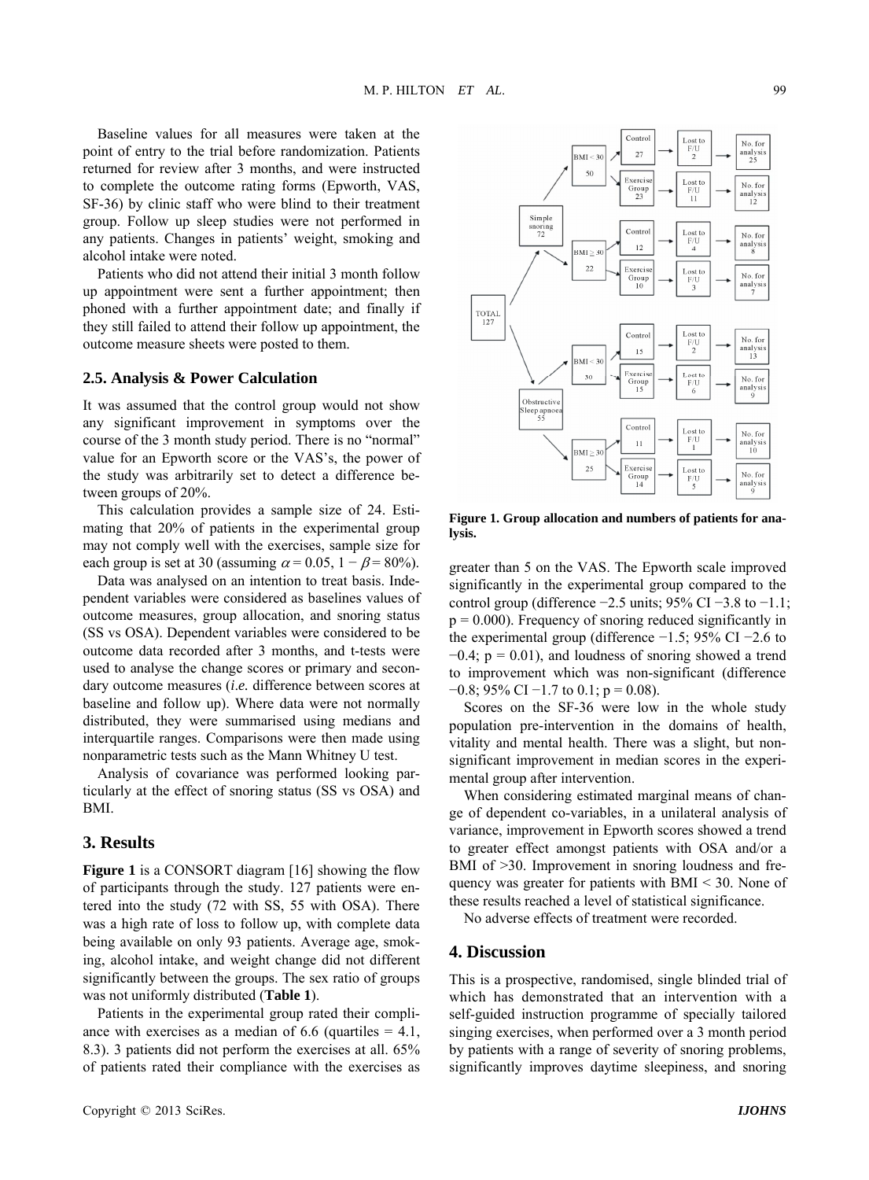Baseline values for all measures were taken at the point of entry to the trial before randomization. Patients returned for review after 3 months, and were instructed to complete the outcome rating forms (Epworth, VAS, SF-36) by clinic staff who were blind to their treatment group. Follow up sleep studies were not performed in any patients. Changes in patients' weight, smoking and alcohol intake were noted.

Patients who did not attend their initial 3 month follow up appointment were sent a further appointment; then phoned with a further appointment date; and finally if they still failed to attend their follow up appointment, the outcome measure sheets were posted to them.

### 2.5. Analysis & Power Calculation

It was assumed that the control group would not show any significant improvement in symptoms over the course of the 3 month study period. There is no "normal" value for an Epworth score or the VAS's, the power of the study was arbitrarily set to detect a difference between groups of 20%.

This calculation provides a sample size of 24. Estimating that 20% of patients in the experimental group may not comply well with the exercises, sample size for each group is set at 30 (assuming $\alpha = 0.05$, $1 - \beta = 80\%$).

Data was analysed on an intention to treat basis. Independent variables were considered as baselines values of outcome measures, group allocation, and snoring status (SS vs OSA). Dependent variables were considered to be outcome data recorded after 3 months, and t-tests were used to analyse the change scores or primary and secondary outcome measures (*i.e.* difference between scores at baseline and follow up). Where data were not normally distributed, they were summarised using medians and interquartile ranges. Comparisons were then made using nonparametric tests such as the Mann Whitney U test.

Analysis of covariance was performed looking particularly at the effect of snoring status (SS vs OSA) and BMI.

## 3. Results

**Figure 1** is a CONSORT diagram [16] showing the flow of participants through the study. 127 patients were entered into the study (72 with SS, 55 with OSA). There was a high rate of loss to follow up, with complete data being available on only 93 patients. Average age, smoking, alcohol intake, and weight change did not different significantly between the groups. The sex ratio of groups was not uniformly distributed (**Table 1**).

Patients in the experimental group rated their compliance with exercises as a median of 6.6 (quartiles = 4.1, 8.3). 3 patients did not perform the exercises at all. 65% of patients rated their compliance with the exercises as greater than 5 on the VAS. The Epworth scale improved significantly in the experimental group compared to the control group (difference −2.5 units; 95% CI −3.8 to −1.1; p = 0.000). Frequency of snoring reduced significantly in the experimental group (difference −1.5; 95% CI −2.6 to −0.4; p = 0.01), and loudness of snoring showed a trend to improvement which was non-significant (difference −0.8; 95% CI −1.7 to 0.1; p = 0.08).

Scores on the SF-36 were low in the whole study population pre-intervention in the domains of health, vitality and mental health. There was a slight, but non-significant improvement in median scores in the experimental group after intervention.

When considering estimated marginal means of change of dependent co-variables, in a unilateral analysis of variance, improvement in Epworth scores showed a trend to greater effect amongst patients with OSA and/or a BMI of >30. Improvement in snoring loudness and frequency was greater for patients with BMI < 30. None of these results reached a level of statistical significance.

No adverse effects of treatment were recorded.

**Figure 1. Group allocation and numbers of patients for analysis.**

## 4. Discussion

This is a prospective, randomised, single blinded trial of which has demonstrated that an intervention with a self-guided instruction programme of specially tailored singing exercises, when performed over a 3 month period by patients with a range of severity of snoring problems, significantly improves daytime sleepiness, and snoring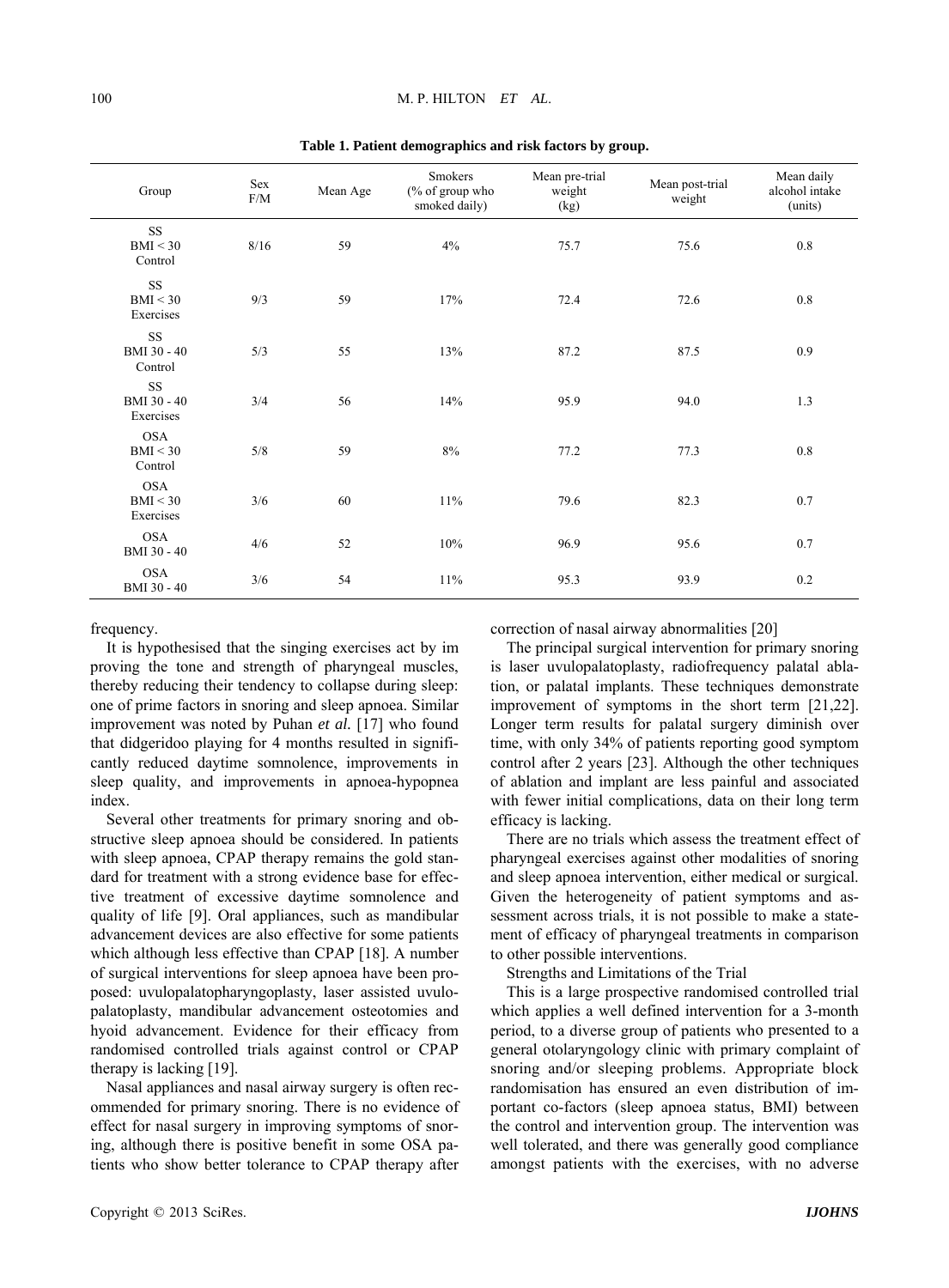**Table 1. Patient demographics and risk factors by group.**

| Group | Sex F/M | Mean Age | Smokers (% of group who smoked daily) | Mean pre-trial weight (kg) | Mean post-trial weight | Mean daily alcohol intake (units) |
|---|---|---|---|---|---|---|
| SS BMI < 30 Control | 8/16 | 59 | 4% | 75.7 | 75.6 | 0.8 |
| SS BMI < 30 Exercises | 9/3 | 59 | 17% | 72.4 | 72.6 | 0.8 |
| SS BMI 30 - 40 Control | 5/3 | 55 | 13% | 87.2 | 87.5 | 0.9 |
| SS BMI 30 - 40 Exercises | 3/4 | 56 | 14% | 95.9 | 94.0 | 1.3 |
| OSA BMI < 30 Control | 5/8 | 59 | 8% | 77.2 | 77.3 | 0.8 |
| OSA BMI < 30 Exercises | 3/6 | 60 | 11% | 79.6 | 82.3 | 0.7 |
| OSA BMI 30 - 40 | 4/6 | 52 | 10% | 96.9 | 95.6 | 0.7 |
| OSA BMI 30 - 40 | 3/6 | 54 | 11% | 95.3 | 93.9 | 0.2 |

frequency.

It is hypothesised that the singing exercises act by improving the tone and strength of pharyngeal muscles, thereby reducing their tendency to collapse during sleep: one of prime factors in snoring and sleep apnoea. Similar improvement was noted by Puhan *et al.* [17] who found that didgeridoo playing for 4 months resulted in significantly reduced daytime somnolence, improvements in sleep quality, and improvements in apnoea-hypopnea index.

Several other treatments for primary snoring and obstructive sleep apnoea should be considered. In patients with sleep apnoea, CPAP therapy remains the gold standard for treatment with a strong evidence base for effective treatment of excessive daytime somnolence and quality of life [9]. Oral appliances, such as mandibular advancement devices are also effective for some patients which although less effective than CPAP [18]. A number of surgical interventions for sleep apnoea have been proposed: uvulopalatopharyngoplasty, laser assisted uvulopalatoplasty, mandibular advancement osteotomies and hyoid advancement. Evidence for their efficacy from randomised controlled trials against control or CPAP therapy is lacking [19].

Nasal appliances and nasal airway surgery is often recommended for primary snoring. There is no evidence of effect for nasal surgery in improving symptoms of snoring, although there is positive benefit in some OSA patients who show better tolerance to CPAP therapy after correction of nasal airway abnormalities [20]

The principal surgical intervention for primary snoring is laser uvulopalatoplasty, radiofrequency palatal ablation, or palatal implants. These techniques demonstrate improvement of symptoms in the short term [21,22]. Longer term results for palatal surgery diminish over time, with only 34% of patients reporting good symptom control after 2 years [23]. Although the other techniques of ablation and implant are less painful and associated with fewer initial complications, data on their long term efficacy is lacking.

There are no trials which assess the treatment effect of pharyngeal exercises against other modalities of snoring and sleep apnoea intervention, either medical or surgical. Given the heterogeneity of patient symptoms and assessment across trials, it is not possible to make a statement of efficacy of pharyngeal treatments in comparison to other possible interventions.

Strengths and Limitations of the Trial

This is a large prospective randomised controlled trial which applies a well defined intervention for a 3-month period, to a diverse group of patients who presented to a general otolaryngology clinic with primary complaint of snoring and/or sleeping problems. Appropriate block randomisation has ensured an even distribution of important co-factors (sleep apnoea status, BMI) between the control and intervention group. The intervention was well tolerated, and there was generally good compliance amongst patients with the exercises, with no adverse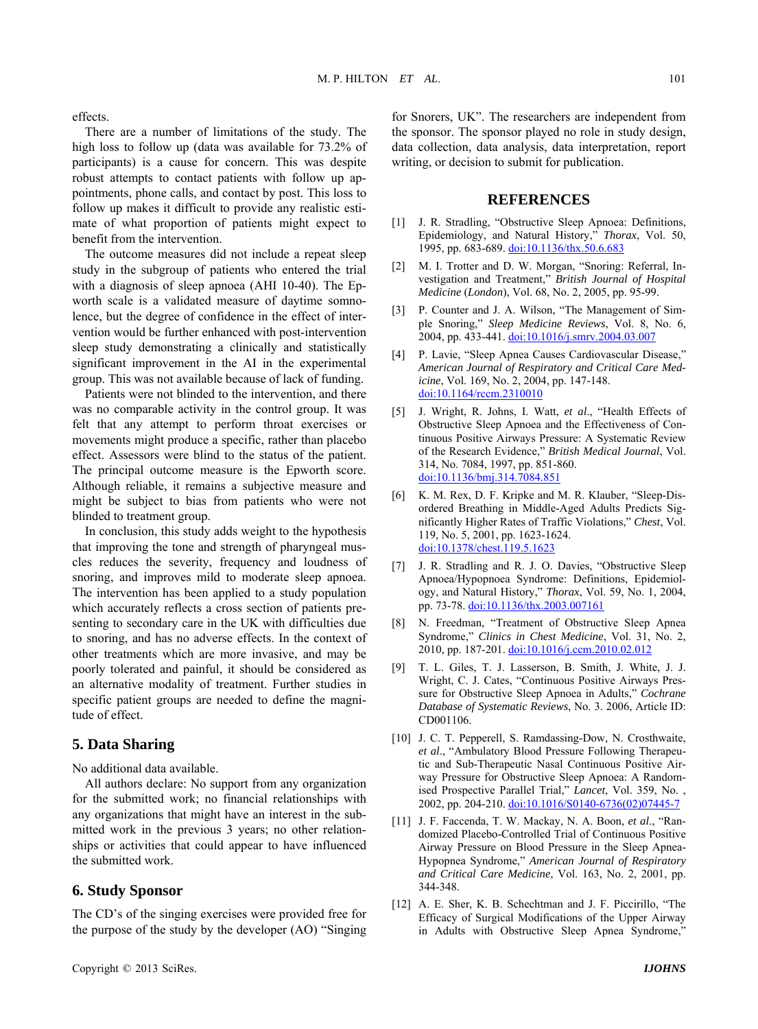effects.

There are a number of limitations of the study. The high loss to follow up (data was available for 73.2% of participants) is a cause for concern. This was despite robust attempts to contact patients with follow up appointments, phone calls, and contact by post. This loss to follow up makes it difficult to provide any realistic estimate of what proportion of patients might expect to benefit from the intervention.

The outcome measures did not include a repeat sleep study in the subgroup of patients who entered the trial with a diagnosis of sleep apnoea (AHI 10-40). The Epworth scale is a validated measure of daytime somnolence, but the degree of confidence in the effect of intervention would be further enhanced with post-intervention sleep study demonstrating a clinically and statistically significant improvement in the AI in the experimental group. This was not available because of lack of funding.

Patients were not blinded to the intervention, and there was no comparable activity in the control group. It was felt that any attempt to perform throat exercises or movements might produce a specific, rather than placebo effect. Assessors were blind to the status of the patient. The principal outcome measure is the Epworth score. Although reliable, it remains a subjective measure and might be subject to bias from patients who were not blinded to treatment group.

In conclusion, this study adds weight to the hypothesis that improving the tone and strength of pharyngeal muscles reduces the severity, frequency and loudness of snoring, and improves mild to moderate sleep apnoea. The intervention has been applied to a study population which accurately reflects a cross section of patients presenting to secondary care in the UK with difficulties due to snoring, and has no adverse effects. In the context of other treatments which are more invasive, and may be poorly tolerated and painful, it should be considered as an alternative modality of treatment. Further studies in specific patient groups are needed to define the magnitude of effect.

## 5. Data Sharing

No additional data available.

All authors declare: No support from any organization for the submitted work; no financial relationships with any organizations that might have an interest in the submitted work in the previous 3 years; no other relationships or activities that could appear to have influenced the submitted work.

## 6. Study Sponsor

The CD's of the singing exercises were provided free for the purpose of the study by the developer (AO) "Singing for Snorers, UK". The researchers are independent from the sponsor. The sponsor played no role in study design, data collection, data analysis, data interpretation, report writing, or decision to submit for publication.

## REFERENCES

[1] J. R. Stradling, "Obstructive Sleep Apnoea: Definitions, Epidemiology, and Natural History," *Thorax*, Vol. 50, 1995, pp. 683-689. doi:10.1136/thx.50.6.683

[2] M. I. Trotter and D. W. Morgan, "Snoring: Referral, Investigation and Treatment," *British Journal of Hospital Medicine* (*London*), Vol. 68, No. 2, 2005, pp. 95-99.

[3] P. Counter and J. A. Wilson, "The Management of Simple Snoring," *Sleep Medicine Reviews*, Vol. 8, No. 6, 2004, pp. 433-441. doi:10.1016/j.smrv.2004.03.007

[4] P. Lavie, "Sleep Apnea Causes Cardiovascular Disease," *American Journal of Respiratory and Critical Care Medicine*, Vol. 169, No. 2, 2004, pp. 147-148. doi:10.1164/rccm.2310010

[5] J. Wright, R. Johns, I. Watt, *et al*., "Health Effects of Obstructive Sleep Apnoea and the Effectiveness of Continuous Positive Airways Pressure: A Systematic Review of the Research Evidence," *British Medical Journal*, Vol. 314, No. 7084, 1997, pp. 851-860. doi:10.1136/bmj.314.7084.851

[6] K. M. Rex, D. F. Kripke and M. R. Klauber, "Sleep-Disordered Breathing in Middle-Aged Adults Predicts Significantly Higher Rates of Traffic Violations," *Chest*, Vol. 119, No. 5, 2001, pp. 1623-1624. doi:10.1378/chest.119.5.1623

[7] J. R. Stradling and R. J. O. Davies, "Obstructive Sleep Apnoea/Hypopnoea Syndrome: Definitions, Epidemiology, and Natural History," *Thorax*, Vol. 59, No. 1, 2004, pp. 73-78. doi:10.1136/thx.2003.007161

[8] N. Freedman, "Treatment of Obstructive Sleep Apnea Syndrome," *Clinics in Chest Medicine*, Vol. 31, No. 2, 2010, pp. 187-201. doi:10.1016/j.ccm.2010.02.012

[9] T. L. Giles, T. J. Lasserson, B. Smith, J. White, J. J. Wright, C. J. Cates, "Continuous Positive Airways Pressure for Obstructive Sleep Apnoea in Adults," *Cochrane Database of Systematic Reviews*, No. 3. 2006, Article ID: CD001106.

[10] J. C. T. Pepperell, S. Ramdassing-Dow, N. Crosthwaite, *et al*., "Ambulatory Blood Pressure Following Therapeutic and Sub-Therapeutic Nasal Continuous Positive Airway Pressure for Obstructive Sleep Apnoea: A Randomised Prospective Parallel Trial," *Lancet*, Vol. 359, No. , 2002, pp. 204-210. doi:10.1016/S0140-6736(02)07445-7

[11] J. F. Faccenda, T. W. Mackay, N. A. Boon, *et al*., "Randomized Placebo-Controlled Trial of Continuous Positive Airway Pressure on Blood Pressure in the Sleep Apnea-Hypopnea Syndrome," *American Journal of Respiratory and Critical Care Medicine*, Vol. 163, No. 2, 2001, pp. 344-348.

[12] A. E. Sher, K. B. Schechtman and J. F. Piccirillo, "The Efficacy of Surgical Modifications of the Upper Airway in Adults with Obstructive Sleep Apnea Syndrome,"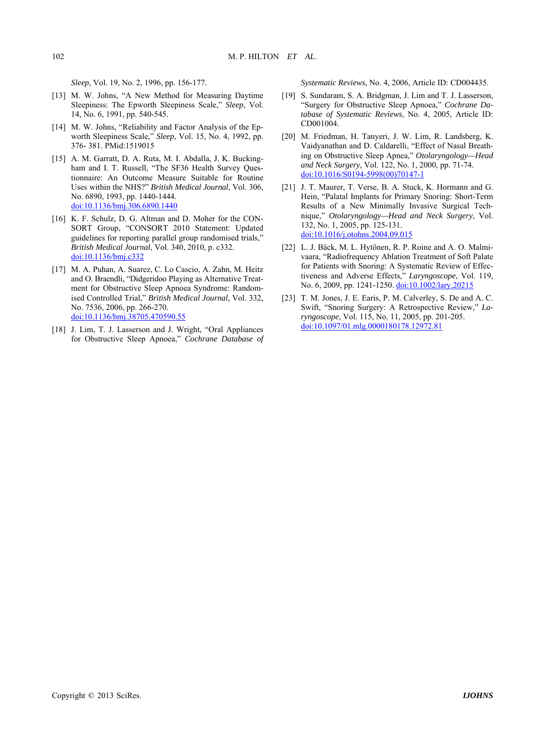*Sleep*, Vol. 19, No. 2, 1996, pp. 156-177.

[13] M. W. Johns, "A New Method for Measuring Daytime Sleepiness: The Epworth Sleepiness Scale," *Sleep*, Vol. 14, No. 6, 1991, pp. 540-545.

[14] M. W. Johns, "Reliability and Factor Analysis of the Epworth Sleepiness Scale," *Sleep*, Vol. 15, No. 4, 1992, pp. 376- 381. PMid:1519015

[15] A. M. Garratt, D. A. Ruta, M. I. Abdalla, J. K. Buckingham and I. T. Russell, "The SF36 Health Survey Questionnaire: An Outcome Measure Suitable for Routine Uses within the NHS?" *British Medical Journal*, Vol. 306, No. 6890, 1993, pp. 1440-1444. doi:10.1136/bmj.306.6890.1440

[16] K. F. Schulz, D. G. Altman and D. Moher for the CONSORT Group, "CONSORT 2010 Statement: Updated guidelines for reporting parallel group randomised trials," *British Medical Journal*, Vol. 340, 2010, p. c332. doi:10.1136/bmj.c332

[17] M. A. Puhan, A. Suarez, C. Lo Cascio, A. Zahn, M. Heitz and O. Braendli, "Didgeridoo Playing as Alternative Treatment for Obstructive Sleep Apnoea Syndrome: Randomised Controlled Trial," *British Medical Journal*, Vol. 332, No. 7536, 2006, pp. 266-270. doi:10.1136/bmj.38705.470590.55

[18] J. Lim, T. J. Lasserson and J. Wright, "Oral Appliances for Obstructive Sleep Apnoea," *Cochrane Database of Systematic Reviews*, No. 4, 2006, Article ID: CD004435.

[19] S. Sundaram, S. A. Bridgman, J. Lim and T. J. Lasserson, "Surgery for Obstructive Sleep Apnoea," *Cochrane Database of Systematic Reviews*, No. 4, 2005, Article ID: CD001004.

[20] M. Friedman, H. Tanyeri, J. W. Lim, R. Landsberg, K. Vaidyanathan and D. Caldarelli, "Effect of Nasal Breathing on Obstructive Sleep Apnea," *Otolaryngology—Head and Neck Surgery*, Vol. 122, No. 1, 2000, pp. 71-74. doi:10.1016/S0194-5998(00)70147-1

[21] J. T. Maurer, T. Verse, B. A. Stuck, K. Hormann and G. Hein, "Palatal Implants for Primary Snoring: Short-Term Results of a New Minimally Invasive Surgical Technique," *Otolaryngology—Head and Neck Surgery*, Vol. 132, No. 1, 2005, pp. 125-131. doi:10.1016/j.otohns.2004.09.015

[22] L. J. Bäck, M. L. Hytönen, R. P. Roine and A. O. Malmivaara, "Radiofrequency Ablation Treatment of Soft Palate for Patients with Snoring: A Systematic Review of Effectiveness and Adverse Effects," *Laryngoscope*, Vol. 119, No. 6, 2009, pp. 1241-1250. doi:10.1002/lary.20215

[23] T. M. Jones, J. E. Earis, P. M. Calverley, S. De and A. C. Swift, "Snoring Surgery: A Retrospective Review," *Laryngoscope*, Vol. 115, No. 11, 2005, pp. 201-205. doi:10.1097/01.mlg.0000180178.12972.81